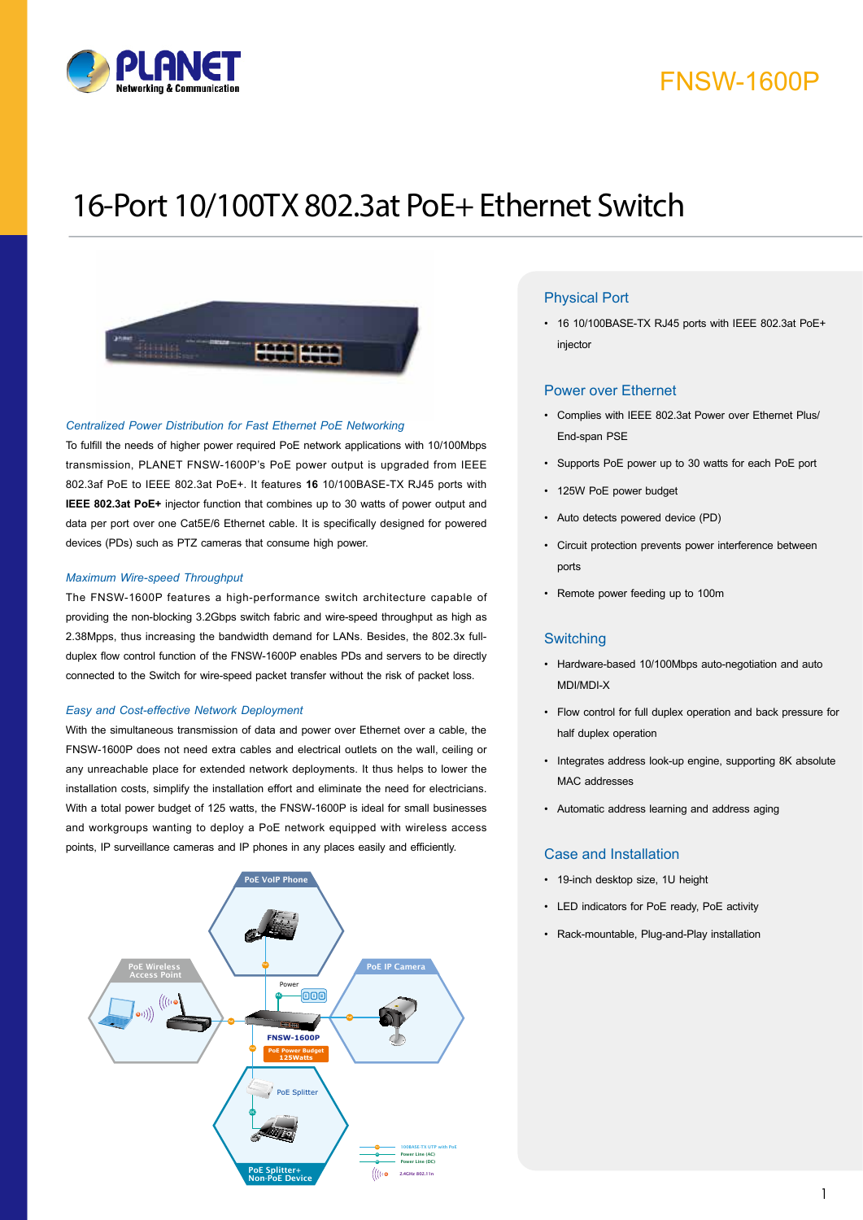FNSW-1600P

# 16-Port 10/100TX 802.3at PoE+ Ethernet Switch

### *Centralized Power Distribution for Fast Ethernet PoE Networking*

To fulfill the needs of higher power required PoE network applications with 10/100Mbps transmission, PLANET FNSW-1600P's PoE power output is upgraded from IEEE 802.3af PoE to IEEE 802.3at PoE+. It features **16** 10/100BASE-TX RJ45 ports with **IEEE 802.3at PoE+** injector function that combines up to 30 watts of power output and data per port over one Cat5E/6 Ethernet cable. It is specifically designed for powered devices (PDs) such as PTZ cameras that consume high power.

### *Maximum Wire-speed Throughput*

The FNSW-1600P features a high-performance switch architecture capable of providing the non-blocking 3.2Gbps switch fabric and wire-speed throughput as high as 2.38Mpps, thus increasing the bandwidth demand for LANs. Besides, the 802.3x full-duplex flow control function of the FNSW-1600P enables PDs and servers to be directly connected to the Switch for wire-speed packet transfer without the risk of packet loss.

### *Easy and Cost-effective Network Deployment*

With the simultaneous transmission of data and power over Ethernet over a cable, the FNSW-1600P does not need extra cables and electrical outlets on the wall, ceiling or any unreachable place for extended network deployments. It thus helps to lower the installation costs, simplify the installation effort and eliminate the need for electricians. With a total power budget of 125 watts, the FNSW-1600P is ideal for small businesses and workgroups wanting to deploy a PoE network equipped with wireless access points, IP surveillance cameras and IP phones in any places easily and efficiently.

## Physical Port

- 16 10/100BASE-TX RJ45 ports with IEEE 802.3at PoE+ injector

## Power over Ethernet

- Complies with IEEE 802.3at Power over Ethernet Plus/ End-span PSE
- Supports PoE power up to 30 watts for each PoE port
- 125W PoE power budget
- Auto detects powered device (PD)
- Circuit protection prevents power interference between ports
- Remote power feeding up to 100m

## Switching

- Hardware-based 10/100Mbps auto-negotiation and auto MDI/MDI-X
- Flow control for full duplex operation and back pressure for half duplex operation
- Integrates address look-up engine, supporting 8K absolute MAC addresses
- Automatic address learning and address aging

## Case and Installation

- 19-inch desktop size, 1U height
- LED indicators for PoE ready, PoE activity
- Rack-mountable, Plug-and-Play installation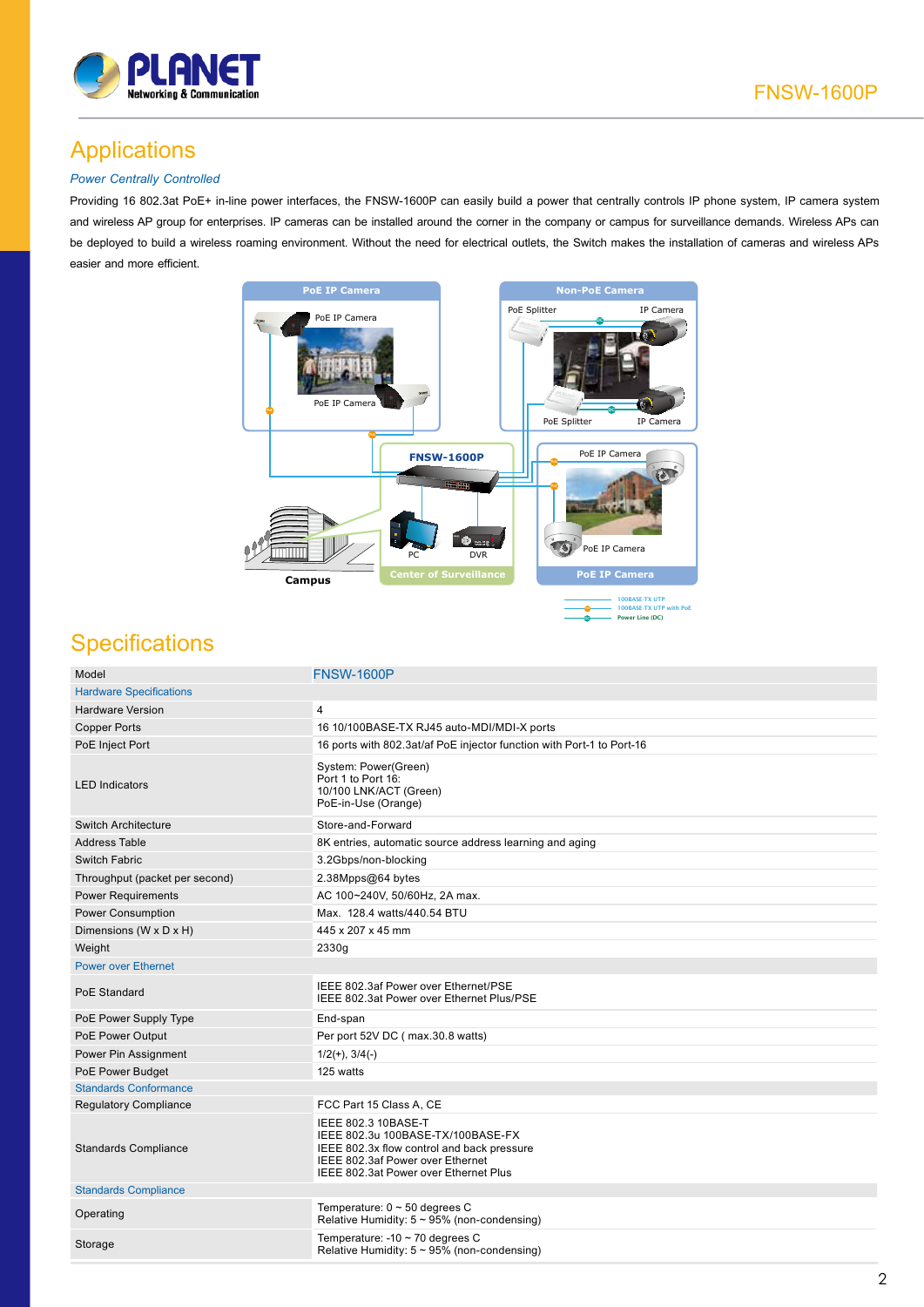## Applications

*Power Centrally Controlled*

Providing 16 802.3at PoE+ in-line power interfaces, the FNSW-1600P can easily build a power that centrally controls IP phone system, IP camera system and wireless AP group for enterprises. IP cameras can be installed around the corner in the company or campus for surveillance demands. Wireless APs can be deployed to build a wireless roaming environment. Without the need for electrical outlets, the Switch makes the installation of cameras and wireless APs easier and more efficient.

## Specifications

| Model | FNSW-1600P |
|---|---|
| **Hardware Specifications** | |
| Hardware Version | 4 |
| Copper Ports | 16 10/100BASE-TX RJ45 auto-MDI/MDI-X ports |
| PoE Inject Port | 16 ports with 802.3at/af PoE injector function with Port-1 to Port-16 |
| LED Indicators | System: Power(Green)<br>Port 1 to Port 16:<br>10/100 LNK/ACT (Green)<br>PoE-in-Use (Orange) |
| Switch Architecture | Store-and-Forward |
| Address Table | 8K entries, automatic source address learning and aging |
| Switch Fabric | 3.2Gbps/non-blocking |
| Throughput (packet per second) | 2.38Mpps@64 bytes |
| Power Requirements | AC 100~240V, 50/60Hz, 2A max. |
| Power Consumption | Max. 128.4 watts/440.54 BTU |
| Dimensions (W x D x H) | 445 x 207 x 45 mm |
| Weight | 2330g |
| **Power over Ethernet** | |
| PoE Standard | IEEE 802.3af Power over Ethernet/PSE<br>IEEE 802.3at Power over Ethernet Plus/PSE |
| PoE Power Supply Type | End-span |
| PoE Power Output | Per port 52V DC ( max.30.8 watts) |
| Power Pin Assignment | 1/2(+), 3/4(-) |
| PoE Power Budget | 125 watts |
| **Standards Conformance** | |
| Regulatory Compliance | FCC Part 15 Class A, CE |
| Standards Compliance | IEEE 802.3 10BASE-T<br>IEEE 802.3u 100BASE-TX/100BASE-FX<br>IEEE 802.3x flow control and back pressure<br>IEEE 802.3af Power over Ethernet<br>IEEE 802.3at Power over Ethernet Plus |
| **Standards Compliance** | |
| Operating | Temperature: 0 ~ 50 degrees C<br>Relative Humidity: 5 ~ 95% (non-condensing) |
| Storage | Temperature: -10 ~ 70 degrees C<br>Relative Humidity: 5 ~ 95% (non-condensing) |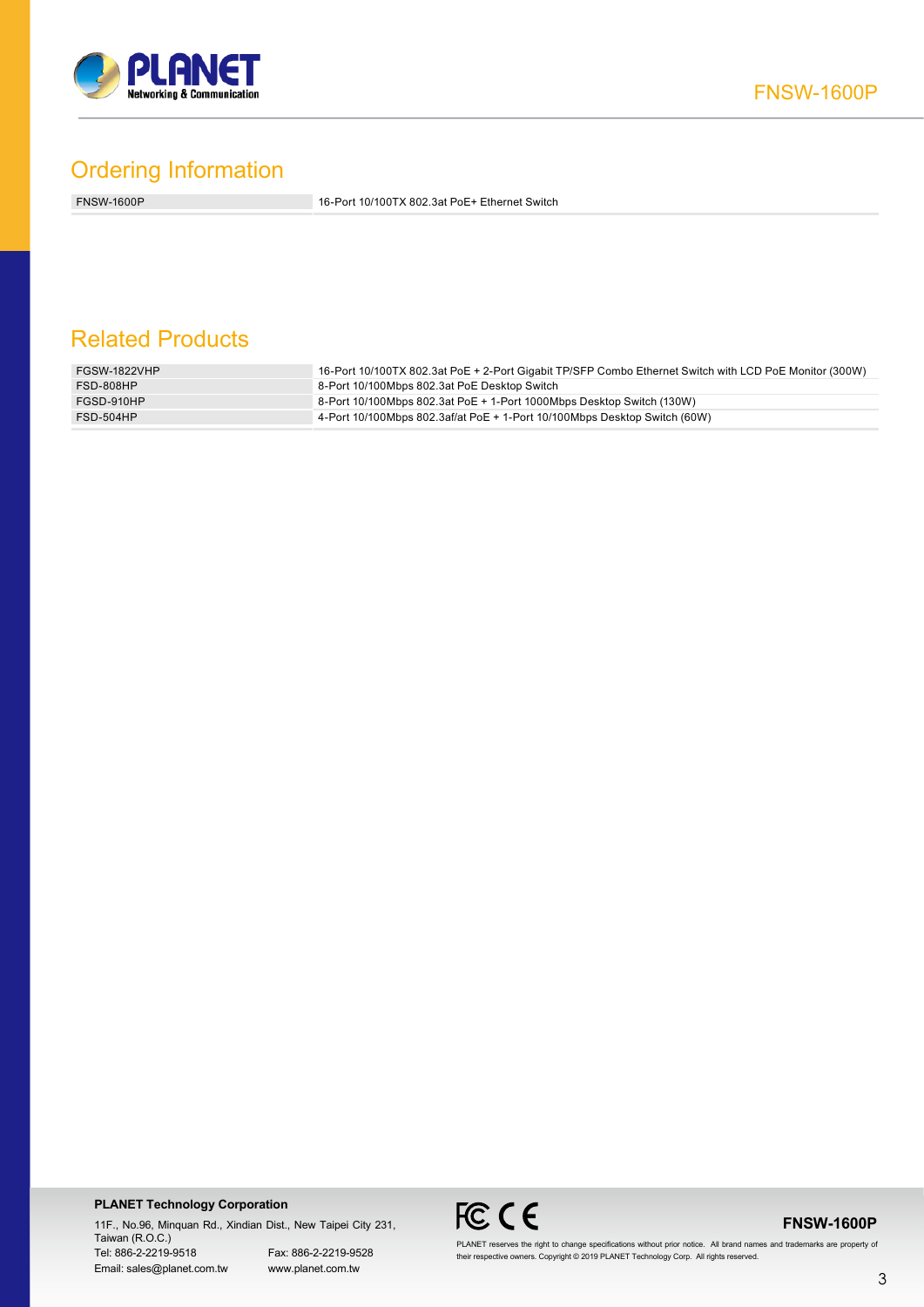## Ordering Information

| | |
|---|---|
| FNSW-1600P | 16-Port 10/100TX 802.3at PoE+ Ethernet Switch |

## Related Products

| | |
|---|---|
| FGSW-1822VHP | 16-Port 10/100TX 802.3at PoE + 2-Port Gigabit TP/SFP Combo Ethernet Switch with LCD PoE Monitor (300W) |
| FSD-808HP | 8-Port 10/100Mbps 802.3at PoE Desktop Switch |
| FGSD-910HP | 8-Port 10/100Mbps 802.3at PoE + 1-Port 1000Mbps Desktop Switch (130W) |
| FSD-504HP | 4-Port 10/100Mbps 802.3af/at PoE + 1-Port 10/100Mbps Desktop Switch (60W) |

**PLANET Technology Corporation**

11F., No.96, Minquan Rd., Xindian Dist., New Taipei City 231, Taiwan (R.O.C.)
Tel: 886-2-2219-9518 Fax: 886-2-2219-9528
Email: sales@planet.com.tw www.planet.com.tw

**FNSW-1600P**

PLANET reserves the right to change specifications without prior notice. All brand names and trademarks are property of their respective owners. Copyright © 2019 PLANET Technology Corp. All rights reserved.